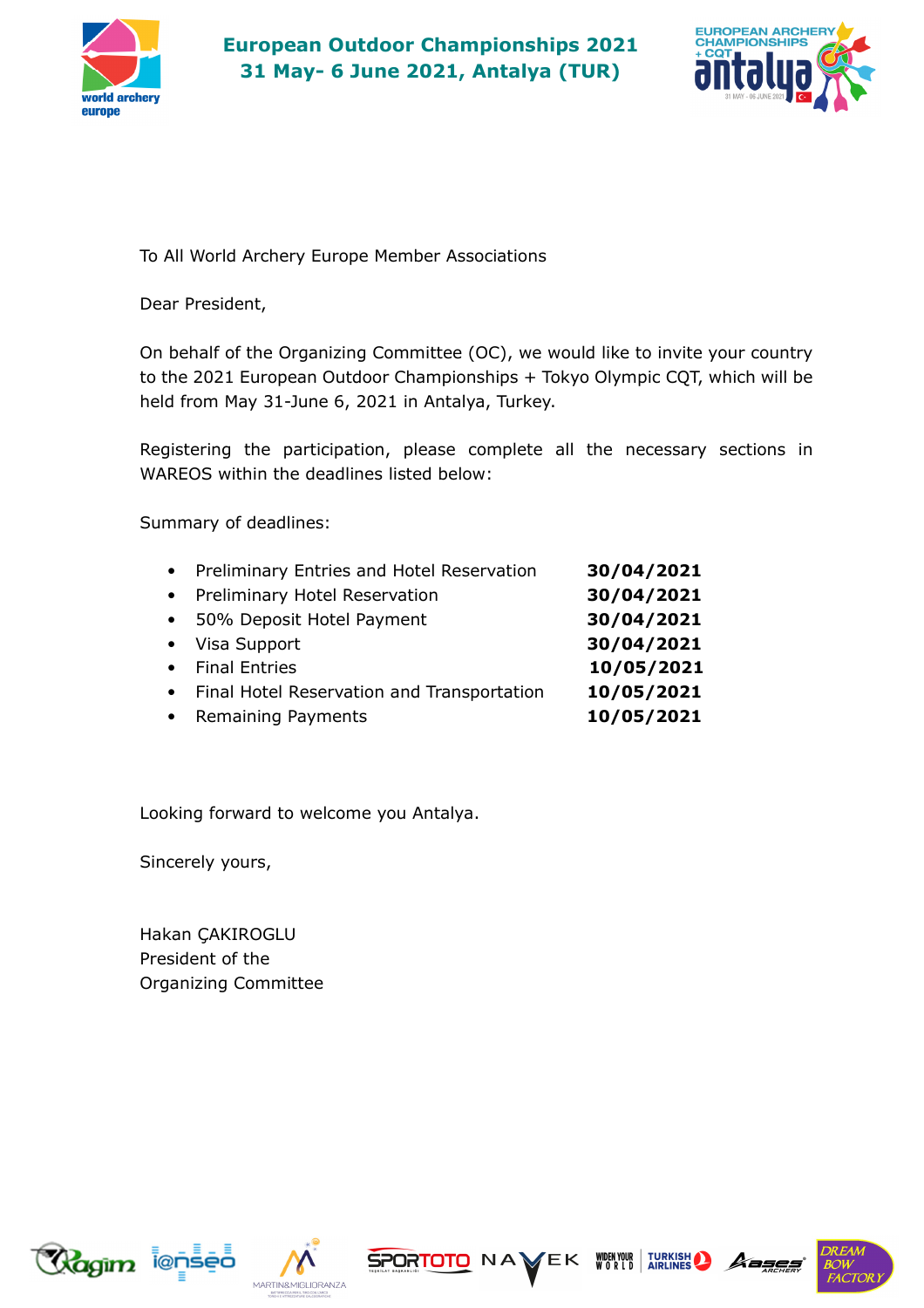# European Outdoor Championships 2021
## 31 May- 6 June 2021, Antalya (TUR)

To All World Archery Europe Member Associations

Dear President,

On behalf of the Organizing Committee (OC), we would like to invite your country to the 2021 European Outdoor Championships + Tokyo Olympic CQT, which will be held from May 31-June 6, 2021 in Antalya, Turkey.

Registering the participation, please complete all the necessary sections in WAREOS within the deadlines listed below:

Summary of deadlines:

- Preliminary Entries and Hotel Reservation **30/04/2021**
- Preliminary Hotel Reservation **30/04/2021**
- 50% Deposit Hotel Payment **30/04/2021**
- Visa Support **30/04/2021**
- Final Entries **10/05/2021**
- Final Hotel Reservation and Transportation **10/05/2021**
- Remaining Payments **10/05/2021**

Looking forward to welcome you Antalya.

Sincerely yours,

Hakan ÇAKIROGLU
President of the
Organizing Committee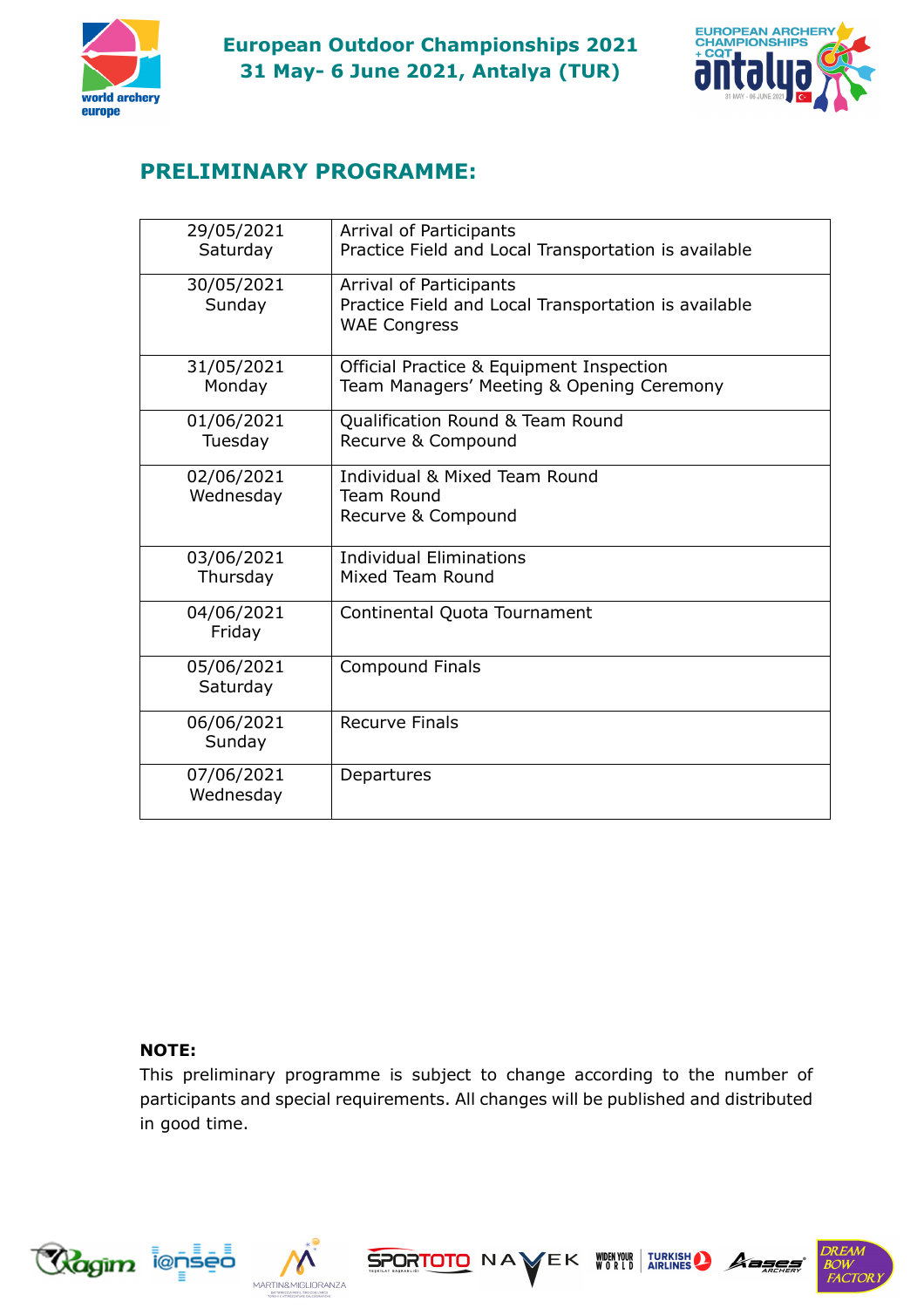## European Outdoor Championships 2021
## 31 May- 6 June 2021, Antalya (TUR)

## PRELIMINARY PROGRAMME:

| Date | Programme |
|---|---|
| 29/05/2021<br>Saturday | Arrival of Participants<br>Practice Field and Local Transportation is available |
| 30/05/2021<br>Sunday | Arrival of Participants<br>Practice Field and Local Transportation is available<br>WAE Congress |
| 31/05/2021<br>Monday | Official Practice & Equipment Inspection<br>Team Managers' Meeting & Opening Ceremony |
| 01/06/2021<br>Tuesday | Qualification Round & Team Round<br>Recurve & Compound |
| 02/06/2021<br>Wednesday | Individual & Mixed Team Round<br>Team Round<br>Recurve & Compound |
| 03/06/2021<br>Thursday | Individual Eliminations<br>Mixed Team Round |
| 04/06/2021<br>Friday | Continental Quota Tournament |
| 05/06/2021<br>Saturday | Compound Finals |
| 06/06/2021<br>Sunday | Recurve Finals |
| 07/06/2021<br>Wednesday | Departures |

**NOTE:**
This preliminary programme is subject to change according to the number of participants and special requirements. All changes will be published and distributed in good time.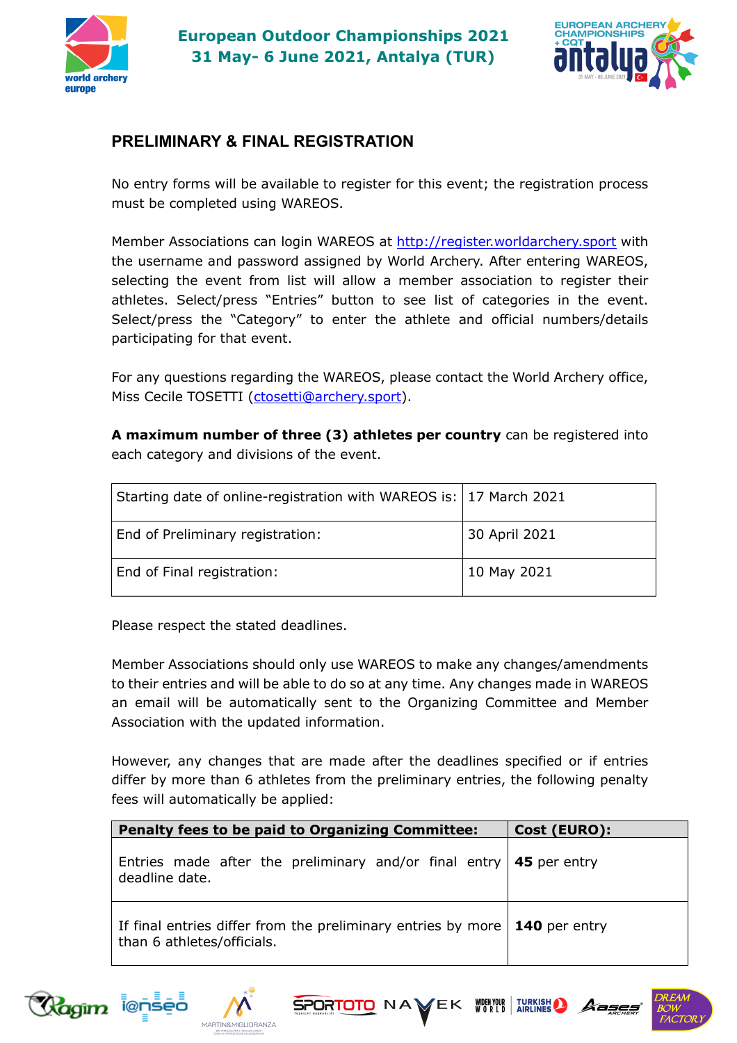## PRELIMINARY & FINAL REGISTRATION

No entry forms will be available to register for this event; the registration process must be completed using WAREOS.

Member Associations can login WAREOS at http://register.worldarchery.sport with the username and password assigned by World Archery. After entering WAREOS, selecting the event from list will allow a member association to register their athletes. Select/press "Entries" button to see list of categories in the event. Select/press the "Category" to enter the athlete and official numbers/details participating for that event.

For any questions regarding the WAREOS, please contact the World Archery office, Miss Cecile TOSETTI (ctosetti@archery.sport).

**A maximum number of three (3) athletes per country** can be registered into each category and divisions of the event.

| | |
|---|---|
| Starting date of online-registration with WAREOS is: | 17 March 2021 |
| End of Preliminary registration: | 30 April 2021 |
| End of Final registration: | 10 May 2021 |

Please respect the stated deadlines.

Member Associations should only use WAREOS to make any changes/amendments to their entries and will be able to do so at any time. Any changes made in WAREOS an email will be automatically sent to the Organizing Committee and Member Association with the updated information.

However, any changes that are made after the deadlines specified or if entries differ by more than 6 athletes from the preliminary entries, the following penalty fees will automatically be applied:

| **Penalty fees to be paid to Organizing Committee:** | **Cost (EURO):** |
|---|---|
| Entries made after the preliminary and/or final entry deadline date. | **45** per entry |
| If final entries differ from the preliminary entries by more than 6 athletes/officials. | **140** per entry |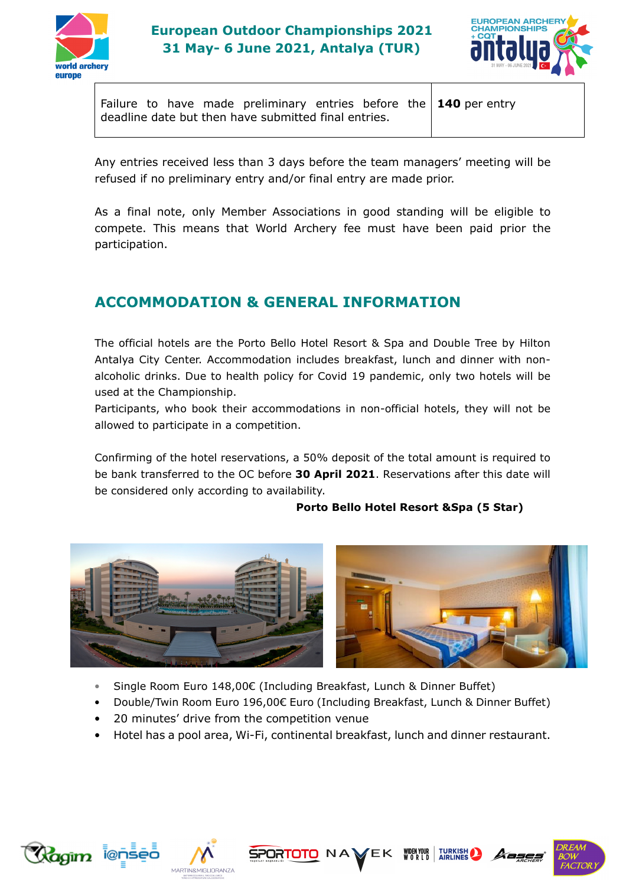| Failure to have made preliminary entries before the deadline date but then have submitted final entries. | **140** per entry |
|---|---|

Any entries received less than 3 days before the team managers' meeting will be refused if no preliminary entry and/or final entry are made prior.

As a final note, only Member Associations in good standing will be eligible to compete. This means that World Archery fee must have been paid prior the participation.

## ACCOMMODATION & GENERAL INFORMATION

The official hotels are the Porto Bello Hotel Resort & Spa and Double Tree by Hilton Antalya City Center. Accommodation includes breakfast, lunch and dinner with non-alcoholic drinks. Due to health policy for Covid 19 pandemic, only two hotels will be used at the Championship.

Participants, who book their accommodations in non-official hotels, they will not be allowed to participate in a competition.

Confirming of the hotel reservations, a 50% deposit of the total amount is required to be bank transferred to the OC before **30 April 2021**. Reservations after this date will be considered only according to availability.

**Porto Bello Hotel Resort &Spa (5 Star)**

- Single Room Euro 148,00€ (Including Breakfast, Lunch & Dinner Buffet)
- Double/Twin Room Euro 196,00€ Euro (Including Breakfast, Lunch & Dinner Buffet)
- 20 minutes' drive from the competition venue
- Hotel has a pool area, Wi-Fi, continental breakfast, lunch and dinner restaurant.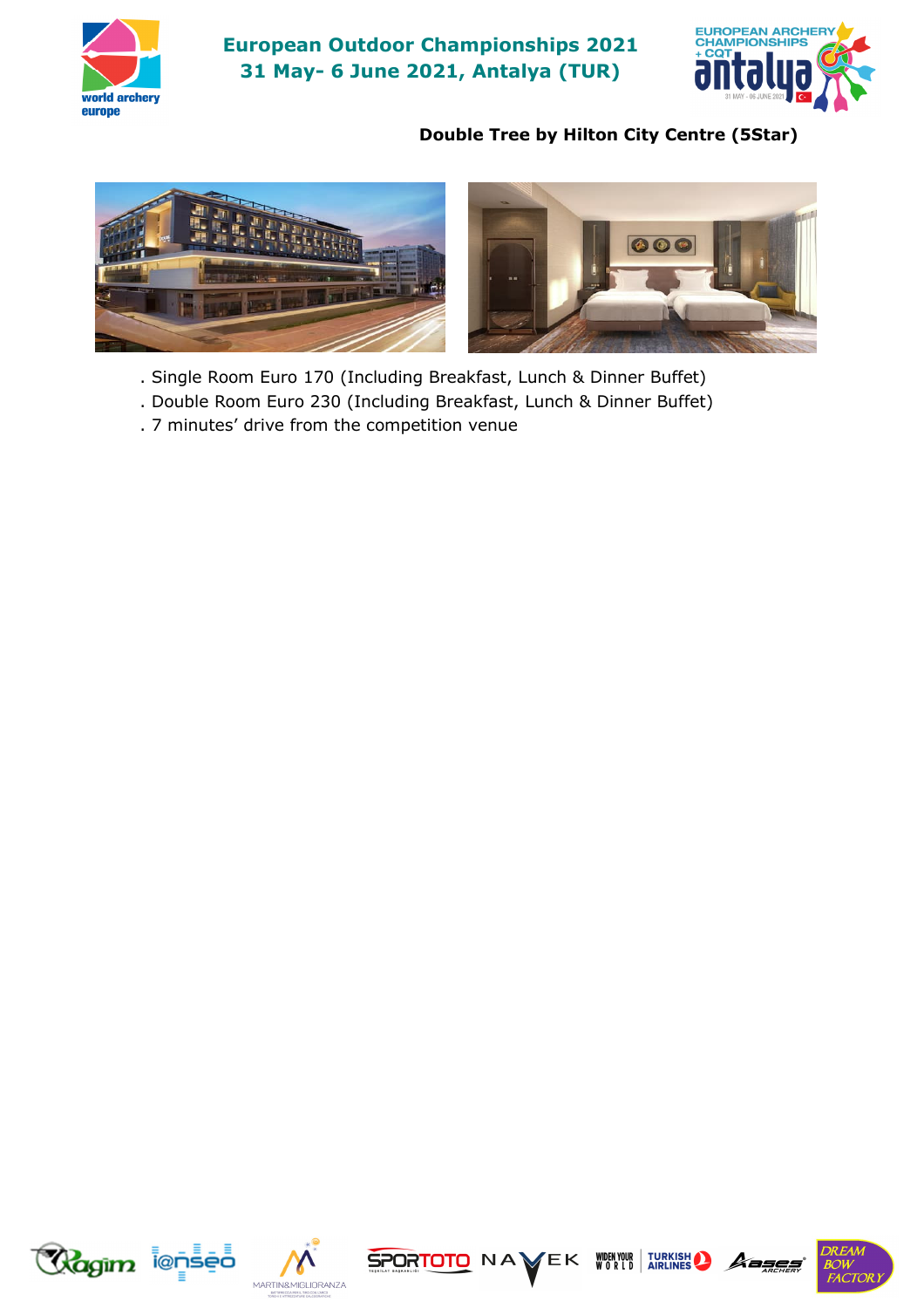## Double Tree by Hilton City Centre (5Star)

- Single Room Euro 170 (Including Breakfast, Lunch & Dinner Buffet)
- Double Room Euro 230 (Including Breakfast, Lunch & Dinner Buffet)
- 7 minutes' drive from the competition venue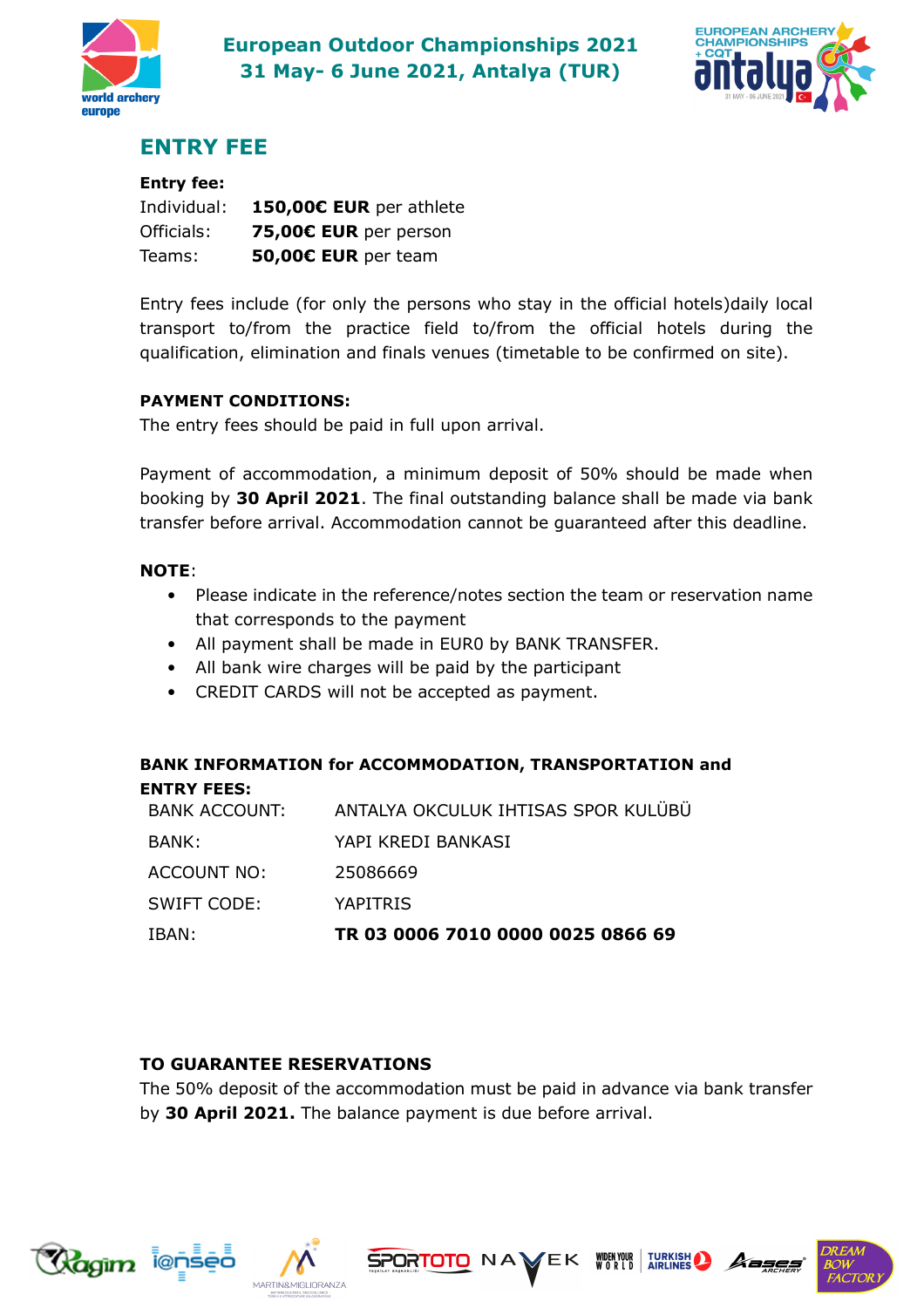## ENTRY FEE

**Entry fee:**

| | |
|---|---|
| Individual: | **150,00€ EUR** per athlete |
| Officials: | **75,00€ EUR** per person |
| Teams: | **50,00€ EUR** per team |

Entry fees include (for only the persons who stay in the official hotels)daily local transport to/from the practice field to/from the official hotels during the qualification, elimination and finals venues (timetable to be confirmed on site).

**PAYMENT CONDITIONS:**

The entry fees should be paid in full upon arrival.

Payment of accommodation, a minimum deposit of 50% should be made when booking by **30 April 2021**. The final outstanding balance shall be made via bank transfer before arrival. Accommodation cannot be guaranteed after this deadline.

**NOTE**:

- Please indicate in the reference/notes section the team or reservation name that corresponds to the payment
- All payment shall be made in EUR0 by BANK TRANSFER.
- All bank wire charges will be paid by the participant
- CREDIT CARDS will not be accepted as payment.

**BANK INFORMATION for ACCOMMODATION, TRANSPORTATION and ENTRY FEES:**

| | |
|---|---|
| BANK ACCOUNT: | ANTALYA OKCULUK IHTISAS SPOR KULÜBÜ |
| BANK: | YAPI KREDI BANKASI |
| ACCOUNT NO: | 25086669 |
| SWIFT CODE: | YAPITRIS |
| IBAN: | **TR 03 0006 7010 0000 0025 0866 69** |

**TO GUARANTEE RESERVATIONS**

The 50% deposit of the accommodation must be paid in advance via bank transfer by **30 April 2021.** The balance payment is due before arrival.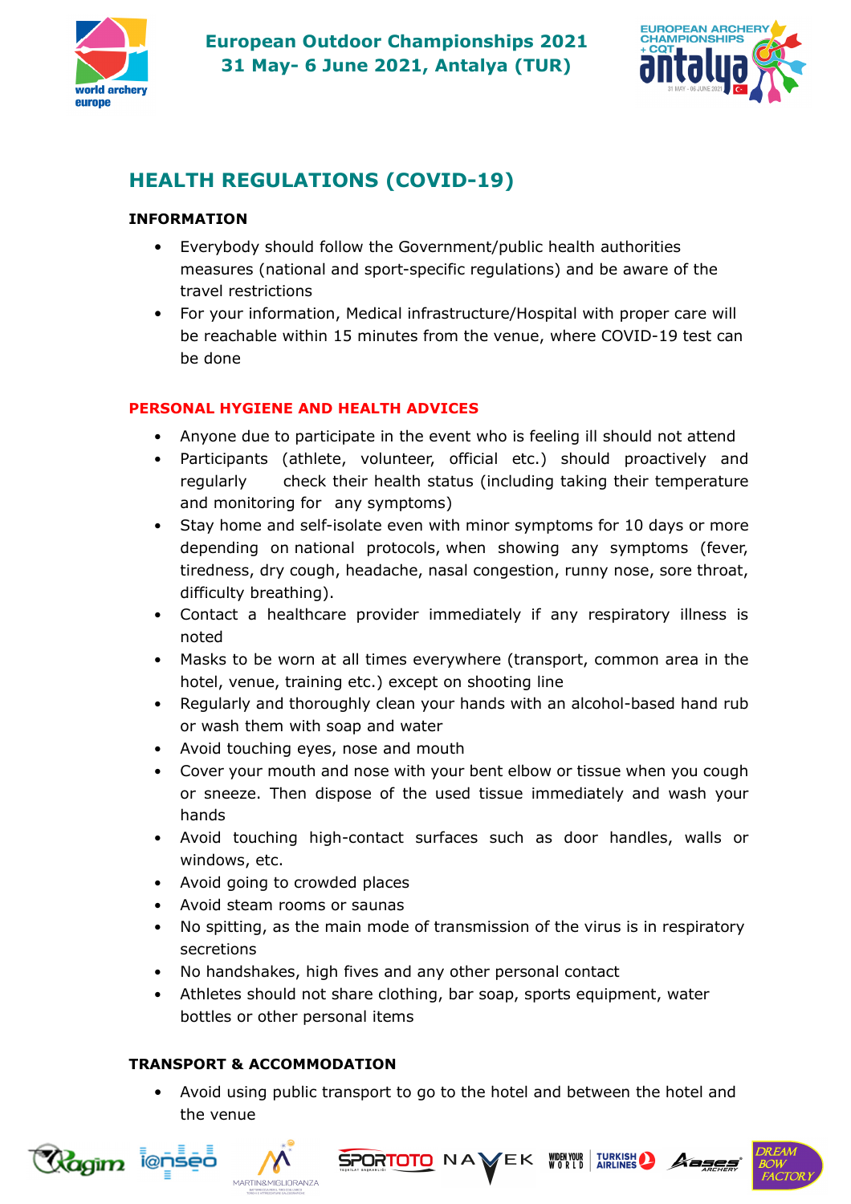## HEALTH REGULATIONS (COVID-19)

### INFORMATION

- Everybody should follow the Government/public health authorities measures (national and sport-specific regulations) and be aware of the travel restrictions
- For your information, Medical infrastructure/Hospital with proper care will be reachable within 15 minutes from the venue, where COVID-19 test can be done

### PERSONAL HYGIENE AND HEALTH ADVICES

- Anyone due to participate in the event who is feeling ill should not attend
- Participants (athlete, volunteer, official etc.) should proactively and regularly check their health status (including taking their temperature and monitoring for any symptoms)
- Stay home and self-isolate even with minor symptoms for 10 days or more depending on national protocols, when showing any symptoms (fever, tiredness, dry cough, headache, nasal congestion, runny nose, sore throat, difficulty breathing).
- Contact a healthcare provider immediately if any respiratory illness is noted
- Masks to be worn at all times everywhere (transport, common area in the hotel, venue, training etc.) except on shooting line
- Regularly and thoroughly clean your hands with an alcohol-based hand rub or wash them with soap and water
- Avoid touching eyes, nose and mouth
- Cover your mouth and nose with your bent elbow or tissue when you cough or sneeze. Then dispose of the used tissue immediately and wash your hands
- Avoid touching high-contact surfaces such as door handles, walls or windows, etc.
- Avoid going to crowded places
- Avoid steam rooms or saunas
- No spitting, as the main mode of transmission of the virus is in respiratory secretions
- No handshakes, high fives and any other personal contact
- Athletes should not share clothing, bar soap, sports equipment, water bottles or other personal items

### TRANSPORT & ACCOMMODATION

- Avoid using public transport to go to the hotel and between the hotel and the venue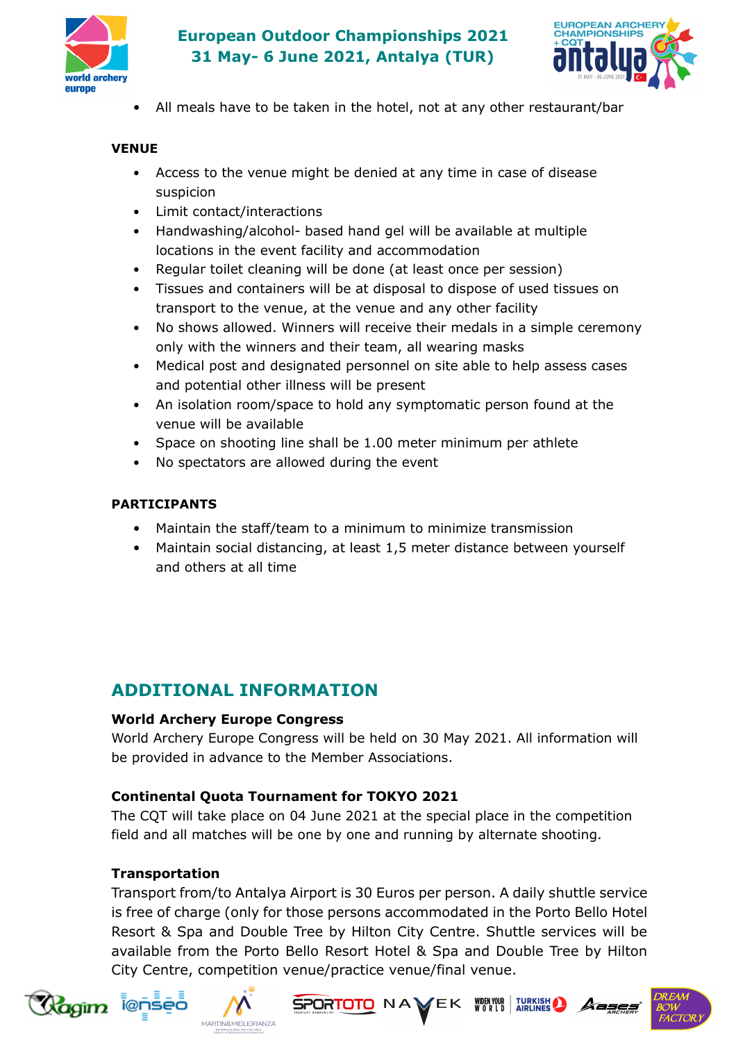- All meals have to be taken in the hotel, not at any other restaurant/bar

**VENUE**

- Access to the venue might be denied at any time in case of disease suspicion
- Limit contact/interactions
- Handwashing/alcohol- based hand gel will be available at multiple locations in the event facility and accommodation
- Regular toilet cleaning will be done (at least once per session)
- Tissues and containers will be at disposal to dispose of used tissues on transport to the venue, at the venue and any other facility
- No shows allowed. Winners will receive their medals in a simple ceremony only with the winners and their team, all wearing masks
- Medical post and designated personnel on site able to help assess cases and potential other illness will be present
- An isolation room/space to hold any symptomatic person found at the venue will be available
- Space on shooting line shall be 1.00 meter minimum per athlete
- No spectators are allowed during the event

**PARTICIPANTS**

- Maintain the staff/team to a minimum to minimize transmission
- Maintain social distancing, at least 1,5 meter distance between yourself and others at all time

## ADDITIONAL INFORMATION

**World Archery Europe Congress**

World Archery Europe Congress will be held on 30 May 2021. All information will be provided in advance to the Member Associations.

**Continental Quota Tournament for TOKYO 2021**

The CQT will take place on 04 June 2021 at the special place in the competition field and all matches will be one by one and running by alternate shooting.

**Transportation**

Transport from/to Antalya Airport is 30 Euros per person. A daily shuttle service is free of charge (only for those persons accommodated in the Porto Bello Hotel Resort & Spa and Double Tree by Hilton City Centre. Shuttle services will be available from the Porto Bello Resort Hotel & Spa and Double Tree by Hilton City Centre, competition venue/practice venue/final venue.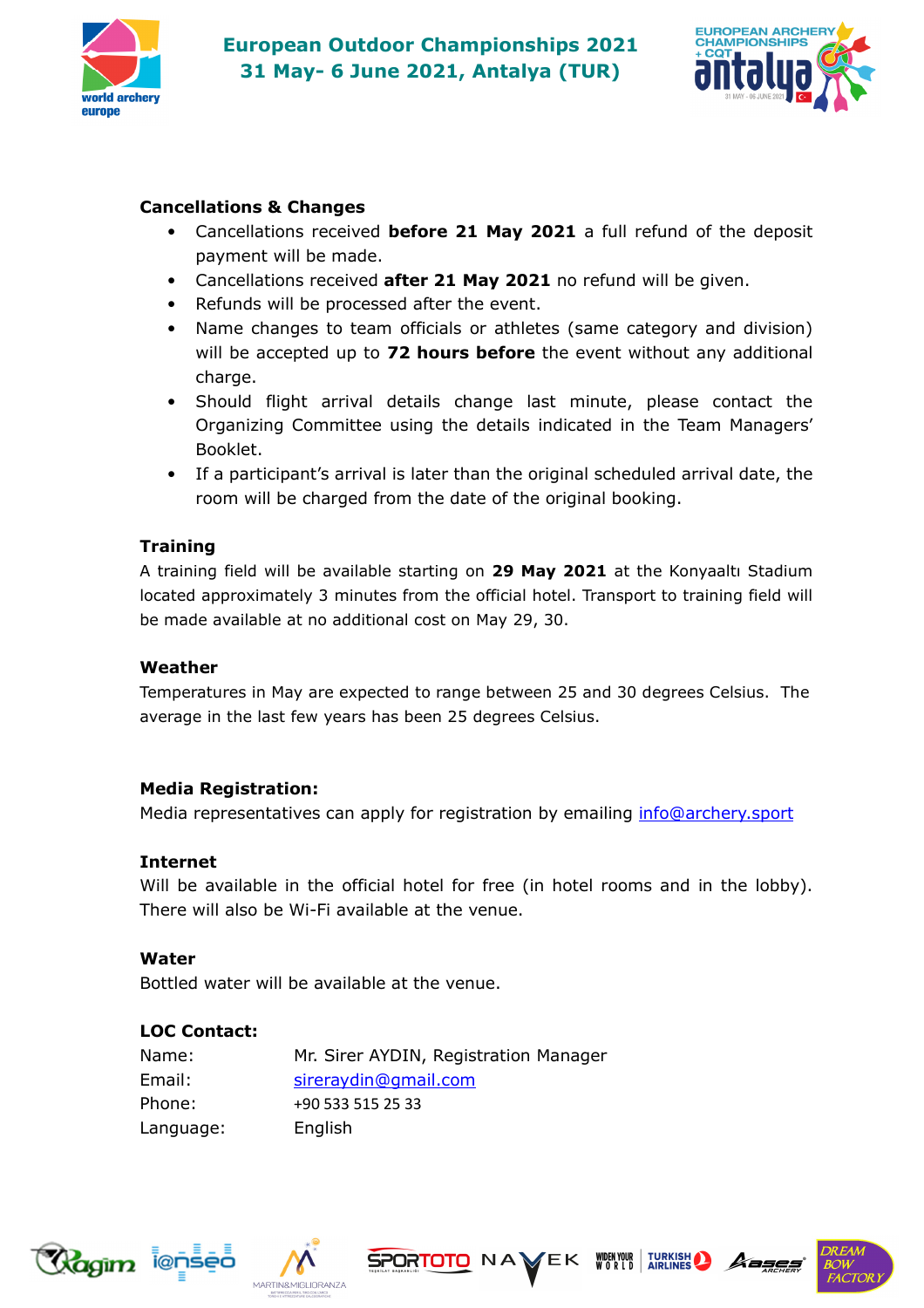**Cancellations & Changes**

- Cancellations received **before 21 May 2021** a full refund of the deposit payment will be made.
- Cancellations received **after 21 May 2021** no refund will be given.
- Refunds will be processed after the event.
- Name changes to team officials or athletes (same category and division) will be accepted up to **72 hours before** the event without any additional charge.
- Should flight arrival details change last minute, please contact the Organizing Committee using the details indicated in the Team Managers' Booklet.
- If a participant's arrival is later than the original scheduled arrival date, the room will be charged from the date of the original booking.

**Training**

A training field will be available starting on **29 May 2021** at the Konyaaltı Stadium located approximately 3 minutes from the official hotel. Transport to training field will be made available at no additional cost on May 29, 30.

**Weather**

Temperatures in May are expected to range between 25 and 30 degrees Celsius. The average in the last few years has been 25 degrees Celsius.

**Media Registration:**

Media representatives can apply for registration by emailing info@archery.sport

**Internet**

Will be available in the official hotel for free (in hotel rooms and in the lobby). There will also be Wi-Fi available at the venue.

**Water**

Bottled water will be available at the venue.

**LOC Contact:**

| | |
|---|---|
| Name: | Mr. Sirer AYDIN, Registration Manager |
| Email: | sireraydin@gmail.com |
| Phone: | +90 533 515 25 33 |
| Language: | English |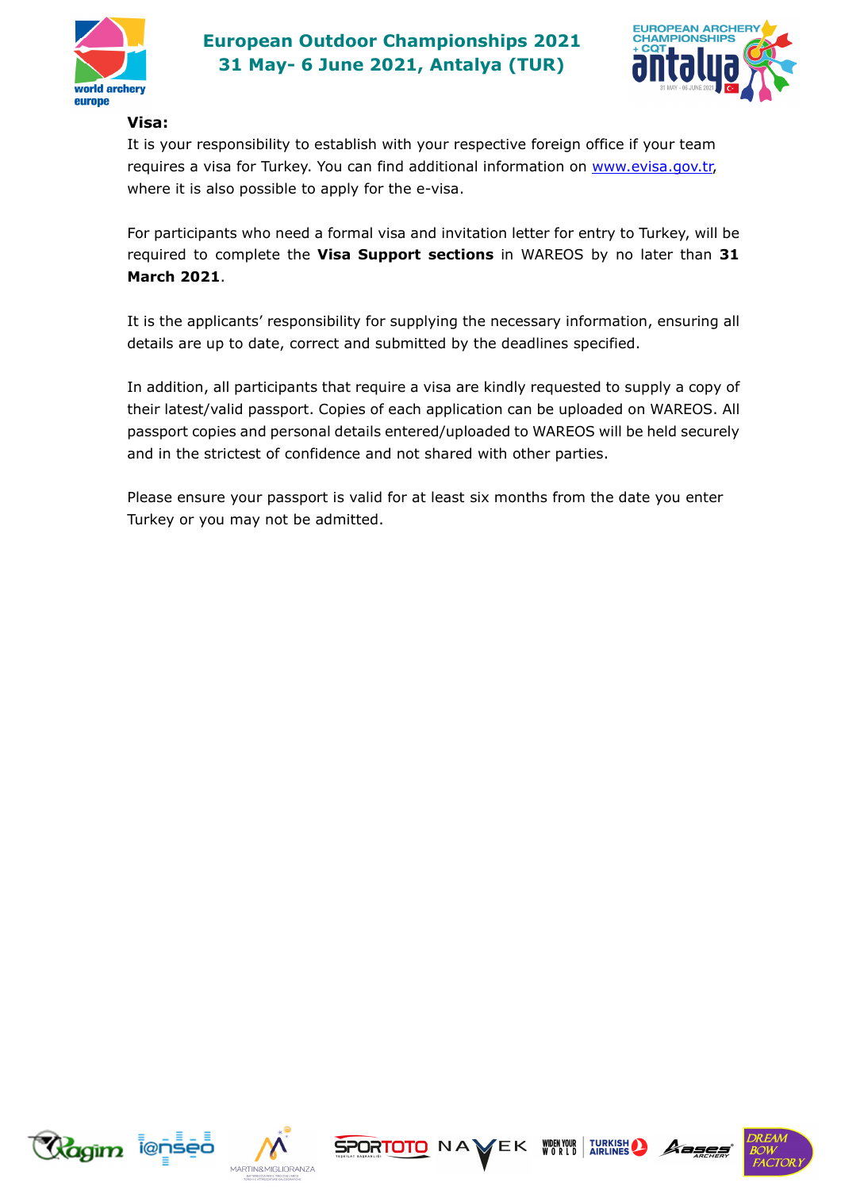**Visa:**

It is your responsibility to establish with your respective foreign office if your team requires a visa for Turkey. You can find additional information on www.evisa.gov.tr, where it is also possible to apply for the e-visa.

For participants who need a formal visa and invitation letter for entry to Turkey, will be required to complete the **Visa Support sections** in WAREOS by no later than **31 March 2021**.

It is the applicants' responsibility for supplying the necessary information, ensuring all details are up to date, correct and submitted by the deadlines specified.

In addition, all participants that require a visa are kindly requested to supply a copy of their latest/valid passport. Copies of each application can be uploaded on WAREOS. All passport copies and personal details entered/uploaded to WAREOS will be held securely and in the strictest of confidence and not shared with other parties.

Please ensure your passport is valid for at least six months from the date you enter Turkey or you may not be admitted.